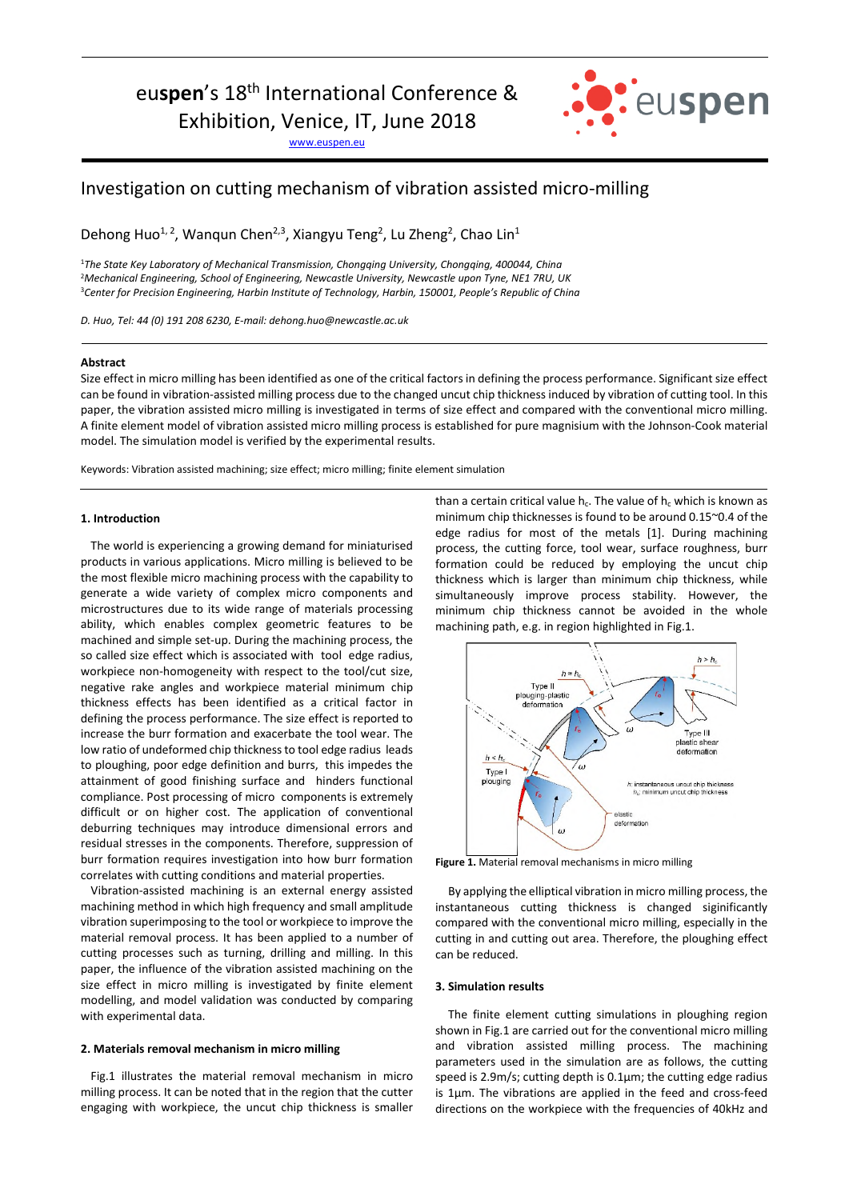euspen's 18th International Conference & Exhibition, Venice, IT, June 2018

www.euspen.eu

# Investigation on cutting mechanism of vibration assisted micro-milling

Dehong Huo[1, 2], Wanqun Chen[2,3], Xiangyu Teng[2], Lu Zheng[2], Chao Lin[1]

[1]*The State Key Laboratory of Mechanical Transmission, Chongqing University, Chongqing, 400044, China*
[2]*Mechanical Engineering, School of Engineering, Newcastle University, Newcastle upon Tyne, NE1 7RU, UK*
[3]*Center for Precision Engineering, Harbin Institute of Technology, Harbin, 150001, People's Republic of China*

*D. Huo, Tel: 44 (0) 191 208 6230, E-mail: dehong.huo@newcastle.ac.uk*

## Abstract

Size effect in micro milling has been identified as one of the critical factors in defining the process performance. Significant size effect can be found in vibration-assisted milling process due to the changed uncut chip thickness induced by vibration of cutting tool. In this paper, the vibration assisted micro milling is investigated in terms of size effect and compared with the conventional micro milling. A finite element model of vibration assisted micro milling process is established for pure magnisium with the Johnson-Cook material model. The simulation model is verified by the experimental results.

Keywords: Vibration assisted machining; size effect; micro milling; finite element simulation

## 1. Introduction

The world is experiencing a growing demand for miniaturised products in various applications. Micro milling is believed to be the most flexible micro machining process with the capability to generate a wide variety of complex micro components and microstructures due to its wide range of materials processing ability, which enables complex geometric features to be machined and simple set-up. During the machining process, the so called size effect which is associated with tool edge radius, workpiece non-homogeneity with respect to the tool/cut size, negative rake angles and workpiece material minimum chip thickness effects has been identified as a critical factor in defining the process performance. The size effect is reported to increase the burr formation and exacerbate the tool wear. The low ratio of undeformed chip thickness to tool edge radius leads to ploughing, poor edge definition and burrs, this impedes the attainment of good finishing surface and hinders functional compliance. Post processing of micro components is extremely difficult or on higher cost. The application of conventional deburring techniques may introduce dimensional errors and residual stresses in the components. Therefore, suppression of burr formation requires investigation into how burr formation correlates with cutting conditions and material properties.

Vibration-assisted machining is an external energy assisted machining method in which high frequency and small amplitude vibration superimposing to the tool or workpiece to improve the material removal process. It has been applied to a number of cutting processes such as turning, drilling and milling. In this paper, the influence of the vibration assisted machining on the size effect in micro milling is investigated by finite element modelling, and model validation was conducted by comparing with experimental data.

## 2. Materials removal mechanism in micro milling

Fig.1 illustrates the material removal mechanism in micro milling process. It can be noted that in the region that the cutter engaging with workpiece, the uncut chip thickness is smaller than a certain critical value $h_c$. The value of $h_c$ which is known as minimum chip thicknesses is found to be around 0.15~0.4 of the edge radius for most of the metals [1]. During machining process, the cutting force, tool wear, surface roughness, burr formation could be reduced by employing the uncut chip thickness which is larger than minimum chip thickness, while simultaneously improve process stability. However, the minimum chip thickness cannot be avoided in the whole machining path, e.g. in region highlighted in Fig.1.

**Figure 1.** Material removal mechanisms in micro milling

By applying the elliptical vibration in micro milling process, the instantaneous cutting thickness is changed siginificantly compared with the conventional micro milling, especially in the cutting in and cutting out area. Therefore, the ploughing effect can be reduced.

## 3. Simulation results

The finite element cutting simulations in ploughing region shown in Fig.1 are carried out for the conventional micro milling and vibration assisted milling process. The machining parameters used in the simulation are as follows, the cutting speed is 2.9m/s; cutting depth is 0.1μm; the cutting edge radius is 1μm. The vibrations are applied in the feed and cross-feed directions on the workpiece with the frequencies of 40kHz and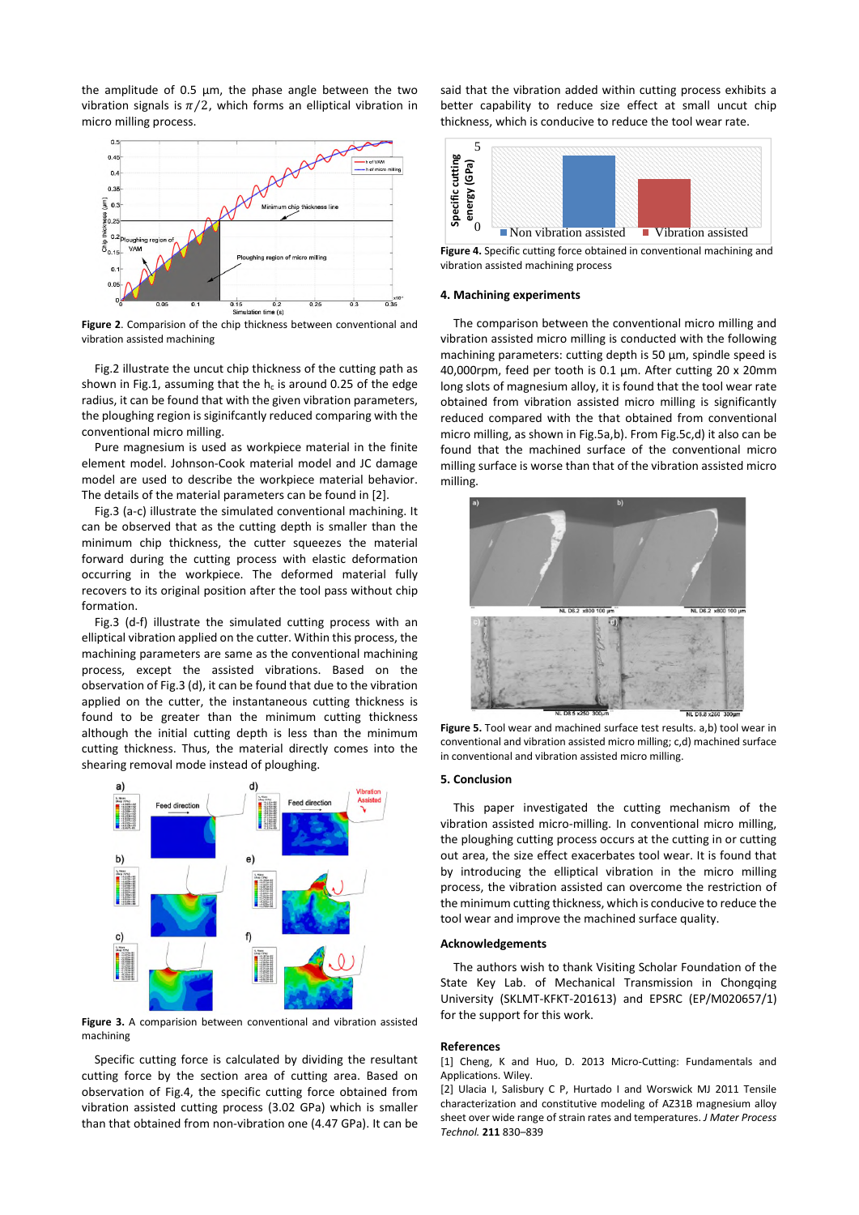the amplitude of 0.5 μm, the phase angle between the two vibration signals is $\pi/2$, which forms an elliptical vibration in micro milling process.

Chip thickness (μm)
Simulation time (s)
h of VAM
h of micro milling
Minimum chip thickness line
Ploughing region of VAM
Ploughing region of micro milling

**Figure 2**. Comparision of the chip thickness between conventional and vibration assisted machining

Fig.2 illustrate the uncut chip thickness of the cutting path as shown in Fig.1, assuming that the $h_c$ is around 0.25 of the edge radius, it can be found that with the given vibration parameters, the ploughing region is siginifcantly reduced comparing with the conventional micro milling.

Pure magnesium is used as workpiece material in the finite element model. Johnson-Cook material model and JC damage model are used to describe the workpiece material behavior. The details of the material parameters can be found in [2].

Fig.3 (a-c) illustrate the simulated conventional machining. It can be observed that as the cutting depth is smaller than the minimum chip thickness, the cutter squeezes the material forward during the cutting process with elastic deformation occurring in the workpiece. The deformed material fully recovers to its original position after the tool pass without chip formation.

Fig.3 (d-f) illustrate the simulated cutting process with an elliptical vibration applied on the cutter. Within this process, the machining parameters are same as the conventional machining process, except the assisted vibrations. Based on the observation of Fig.3 (d), it can be found that due to the vibration applied on the cutter, the instantaneous cutting thickness is found to be greater than the minimum cutting thickness although the initial cutting depth is less than the minimum cutting thickness. Thus, the material directly comes into the shearing removal mode instead of ploughing.

a) b) c) d) e) f)
Feed direction
Feed direction
Vibration Assisted

**Figure 3.** A comparision between conventional and vibration assisted machining

Specific cutting force is calculated by dividing the resultant cutting force by the section area of cutting area. Based on observation of Fig.4, the specific cutting force obtained from vibration assisted cutting process (3.02 GPa) which is smaller than that obtained from non-vibration one (4.47 GPa). It can be said that the vibration added within cutting process exhibits a better capability to reduce size effect at small uncut chip thickness, which is conducive to reduce the tool wear rate.

Specific cutting energy (GPa)
5
0
Non vibration assisted
Vibration assisted

**Figure 4.** Specific cutting force obtained in conventional machining and vibration assisted machining process

## 4. Machining experiments

The comparison between the conventional micro milling and vibration assisted micro milling is conducted with the following machining parameters: cutting depth is 50 μm, spindle speed is 40,000rpm, feed per tooth is 0.1 μm. After cutting 20 x 20mm long slots of magnesium alloy, it is found that the tool wear rate obtained from vibration assisted micro milling is significantly reduced compared with the that obtained from conventional micro milling, as shown in Fig.5a,b). From Fig.5c,d) it also can be found that the machined surface of the conventional micro milling surface is worse than that of the vibration assisted micro milling.

**Figure 5.** Tool wear and machined surface test results. a,b) tool wear in conventional and vibration assisted micro milling; c,d) machined surface in conventional and vibration assisted micro milling.

## 5. Conclusion

This paper investigated the cutting mechanism of the vibration assisted micro-milling. In conventional micro milling, the ploughing cutting process occurs at the cutting in or cutting out area, the size effect exacerbates tool wear. It is found that by introducing the elliptical vibration in the micro milling process, the vibration assisted can overcome the restriction of the minimum cutting thickness, which is conducive to reduce the tool wear and improve the machined surface quality.

## Acknowledgements

The authors wish to thank Visiting Scholar Foundation of the State Key Lab. of Mechanical Transmission in Chongqing University (SKLMT-KFKT-201613) and EPSRC (EP/M020657/1) for the support for this work.

## References

[1] Cheng, K and Huo, D. 2013 Micro-Cutting: Fundamentals and Applications. Wiley.

[2] Ulacia I, Salisbury C P, Hurtado I and Worswick MJ 2011 Tensile characterization and constitutive modeling of AZ31B magnesium alloy sheet over wide range of strain rates and temperatures. *J Mater Process Technol.* **211** 830–839